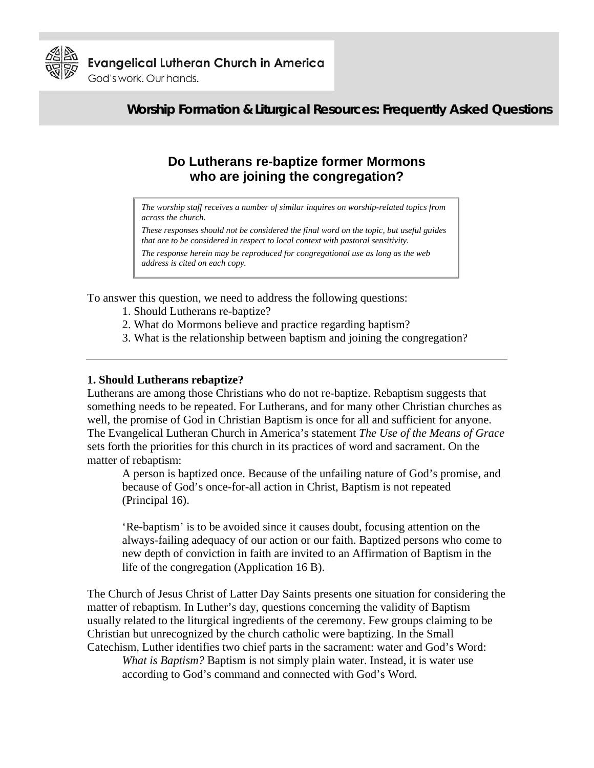Evangelical Lutheran Church in America

God's work. Our hands.

**Worship Formation & Liturgical Resources: Frequently Asked Questions**

# Do Lutherans re-baptize former Mormons who are joining the congregation?

> *The worship staff receives a number of similar inquires on worship-related topics from across the church.*
>
> *These responses should not be considered the final word on the topic, but useful guides that are to be considered in respect to local context with pastoral sensitivity.*
>
> *The response herein may be reproduced for congregational use as long as the web address is cited on each copy.*

To answer this question, we need to address the following questions:

1. Should Lutherans re-baptize?
2. What do Mormons believe and practice regarding baptism?
3. What is the relationship between baptism and joining the congregation?

---

## 1. Should Lutherans rebaptize?

Lutherans are among those Christians who do not re-baptize. Rebaptism suggests that something needs to be repeated. For Lutherans, and for many other Christian churches as well, the promise of God in Christian Baptism is once for all and sufficient for anyone. The Evangelical Lutheran Church in America's statement *The Use of the Means of Grace* sets forth the priorities for this church in its practices of word and sacrament. On the matter of rebaptism:

> A person is baptized once. Because of the unfailing nature of God's promise, and because of God's once-for-all action in Christ, Baptism is not repeated (Principal 16).
>
> 'Re-baptism' is to be avoided since it causes doubt, focusing attention on the always-failing adequacy of our action or our faith. Baptized persons who come to new depth of conviction in faith are invited to an Affirmation of Baptism in the life of the congregation (Application 16 B).

The Church of Jesus Christ of Latter Day Saints presents one situation for considering the matter of rebaptism. In Luther's day, questions concerning the validity of Baptism usually related to the liturgical ingredients of the ceremony. Few groups claiming to be Christian but unrecognized by the church catholic were baptizing. In the Small Catechism, Luther identifies two chief parts in the sacrament: water and God's Word:

> *What is Baptism?* Baptism is not simply plain water. Instead, it is water use according to God's command and connected with God's Word.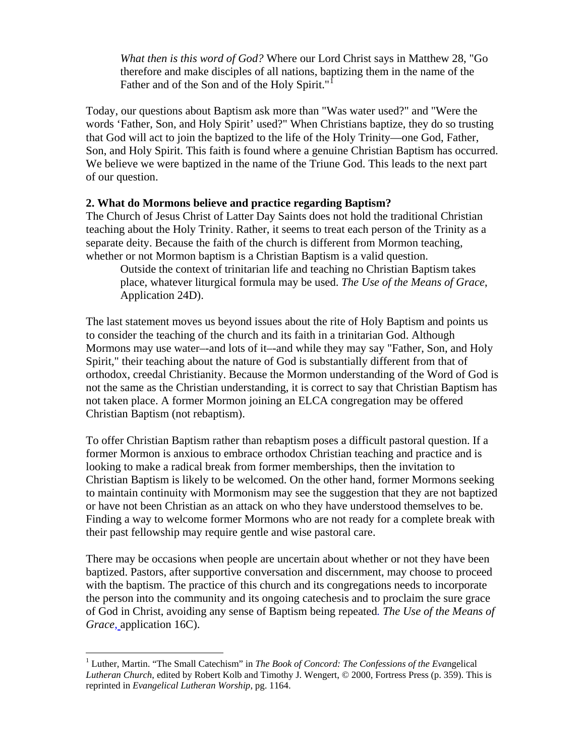> *What then is this word of God?* Where our Lord Christ says in Matthew 28, "Go therefore and make disciples of all nations, baptizing them in the name of the Father and of the Son and of the Holy Spirit."[1]

Today, our questions about Baptism ask more than "Was water used?" and "Were the words 'Father, Son, and Holy Spirit' used?" When Christians baptize, they do so trusting that God will act to join the baptized to the life of the Holy Trinity—one God, Father, Son, and Holy Spirit. This faith is found where a genuine Christian Baptism has occurred. We believe we were baptized in the name of the Triune God. This leads to the next part of our question.

**2. What do Mormons believe and practice regarding Baptism?**

The Church of Jesus Christ of Latter Day Saints does not hold the traditional Christian teaching about the Holy Trinity. Rather, it seems to treat each person of the Trinity as a separate deity. Because the faith of the church is different from Mormon teaching, whether or not Mormon baptism is a Christian Baptism is a valid question.

> Outside the context of trinitarian life and teaching no Christian Baptism takes place, whatever liturgical formula may be used. *The Use of the Means of Grace*, Application 24D).

The last statement moves us beyond issues about the rite of Holy Baptism and points us to consider the teaching of the church and its faith in a trinitarian God. Although Mormons may use water–-and lots of it–-and while they may say "Father, Son, and Holy Spirit," their teaching about the nature of God is substantially different from that of orthodox, creedal Christianity. Because the Mormon understanding of the Word of God is not the same as the Christian understanding, it is correct to say that Christian Baptism has not taken place. A former Mormon joining an ELCA congregation may be offered Christian Baptism (not rebaptism).

To offer Christian Baptism rather than rebaptism poses a difficult pastoral question. If a former Mormon is anxious to embrace orthodox Christian teaching and practice and is looking to make a radical break from former memberships, then the invitation to Christian Baptism is likely to be welcomed. On the other hand, former Mormons seeking to maintain continuity with Mormonism may see the suggestion that they are not baptized or have not been Christian as an attack on who they have understood themselves to be. Finding a way to welcome former Mormons who are not ready for a complete break with their past fellowship may require gentle and wise pastoral care.

There may be occasions when people are uncertain about whether or not they have been baptized. Pastors, after supportive conversation and discernment, may choose to proceed with the baptism. The practice of this church and its congregations needs to incorporate the person into the community and its ongoing catechesis and to proclaim the sure grace of God in Christ, avoiding any sense of Baptism being repeated. *The Use of the Means of Grace*, application 16C).

---

[1] Luther, Martin. "The Small Catechism" in *The Book of Concord: The Confessions of the Evangelical Lutheran Church*, edited by Robert Kolb and Timothy J. Wengert, © 2000, Fortress Press (p. 359). This is reprinted in *Evangelical Lutheran Worship*, pg. 1164.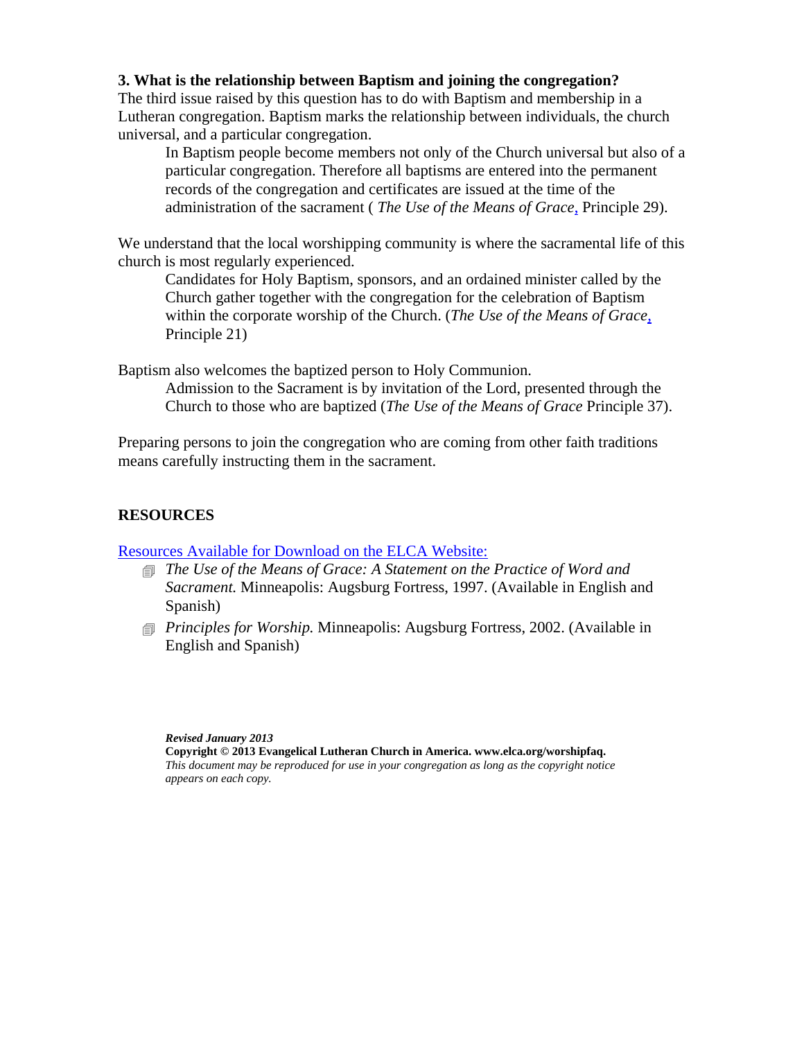**3. What is the relationship between Baptism and joining the congregation?**
The third issue raised by this question has to do with Baptism and membership in a Lutheran congregation. Baptism marks the relationship between individuals, the church universal, and a particular congregation.

> In Baptism people become members not only of the Church universal but also of a particular congregation. Therefore all baptisms are entered into the permanent records of the congregation and certificates are issued at the time of the administration of the sacrament ( *The Use of the Means of Grace*, Principle 29).

We understand that the local worshipping community is where the sacramental life of this church is most regularly experienced.

> Candidates for Holy Baptism, sponsors, and an ordained minister called by the Church gather together with the congregation for the celebration of Baptism within the corporate worship of the Church. (*The Use of the Means of Grace*, Principle 21)

Baptism also welcomes the baptized person to Holy Communion.

> Admission to the Sacrament is by invitation of the Lord, presented through the Church to those who are baptized (*The Use of the Means of Grace* Principle 37).

Preparing persons to join the congregation who are coming from other faith traditions means carefully instructing them in the sacrament.

## RESOURCES

Resources Available for Download on the ELCA Website:

- *The Use of the Means of Grace: A Statement on the Practice of Word and Sacrament.* Minneapolis: Augsburg Fortress, 1997. (Available in English and Spanish)
- *Principles for Worship.* Minneapolis: Augsburg Fortress, 2002. (Available in English and Spanish)

***Revised January 2013***
**Copyright © 2013 Evangelical Lutheran Church in America. www.elca.org/worshipfaq.**
*This document may be reproduced for use in your congregation as long as the copyright notice appears on each copy.*